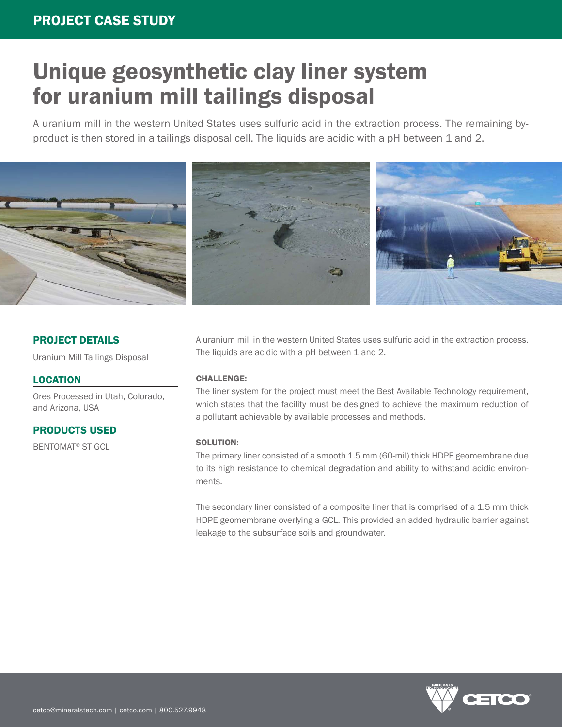PROJECT CASE STUDY

# Unique geosynthetic clay liner system for uranium mill tailings disposal

A uranium mill in the western United States uses sulfuric acid in the extraction process. The remaining by-product is then stored in a tailings disposal cell. The liquids are acidic with a pH between 1 and 2.

## PROJECT DETAILS

Uranium Mill Tailings Disposal

## LOCATION

Ores Processed in Utah, Colorado, and Arizona, USA

## PRODUCTS USED

BENTOMAT® ST GCL

A uranium mill in the western United States uses sulfuric acid in the extraction process. The liquids are acidic with a pH between 1 and 2.

**CHALLENGE:**

The liner system for the project must meet the Best Available Technology requirement, which states that the facility must be designed to achieve the maximum reduction of a pollutant achievable by available processes and methods.

**SOLUTION:**

The primary liner consisted of a smooth 1.5 mm (60-mil) thick HDPE geomembrane due to its high resistance to chemical degradation and ability to withstand acidic environments.

The secondary liner consisted of a composite liner that is comprised of a 1.5 mm thick HDPE geomembrane overlying a GCL. This provided an added hydraulic barrier against leakage to the subsurface soils and groundwater.

cetco@mineralstech.com | cetco.com | 800.527.9948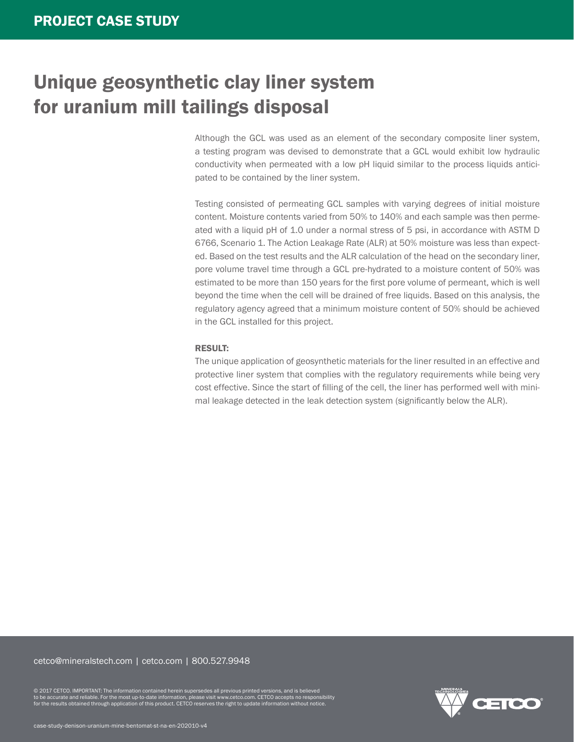# Unique geosynthetic clay liner system for uranium mill tailings disposal

Although the GCL was used as an element of the secondary composite liner system, a testing program was devised to demonstrate that a GCL would exhibit low hydraulic conductivity when permeated with a low pH liquid similar to the process liquids anticipated to be contained by the liner system.

Testing consisted of permeating GCL samples with varying degrees of initial moisture content. Moisture contents varied from 50% to 140% and each sample was then permeated with a liquid pH of 1.0 under a normal stress of 5 psi, in accordance with ASTM D 6766, Scenario 1. The Action Leakage Rate (ALR) at 50% moisture was less than expected. Based on the test results and the ALR calculation of the head on the secondary liner, pore volume travel time through a GCL pre-hydrated to a moisture content of 50% was estimated to be more than 150 years for the first pore volume of permeant, which is well beyond the time when the cell will be drained of free liquids. Based on this analysis, the regulatory agency agreed that a minimum moisture content of 50% should be achieved in the GCL installed for this project.

**RESULT:**

The unique application of geosynthetic materials for the liner resulted in an effective and protective liner system that complies with the regulatory requirements while being very cost effective. Since the start of filling of the cell, the liner has performed well with minimal leakage detected in the leak detection system (significantly below the ALR).

cetco@mineralstech.com | cetco.com | 800.527.9948

© 2017 CETCO. IMPORTANT: The information contained herein supersedes all previous printed versions, and is believed to be accurate and reliable. For the most up-to-date information, please visit www.cetco.com. CETCO accepts no responsibility for the results obtained through application of this product. CETCO reserves the right to update information without notice.

case-study-denison-uranium-mine-bentomat-st-na-en-202010-v4